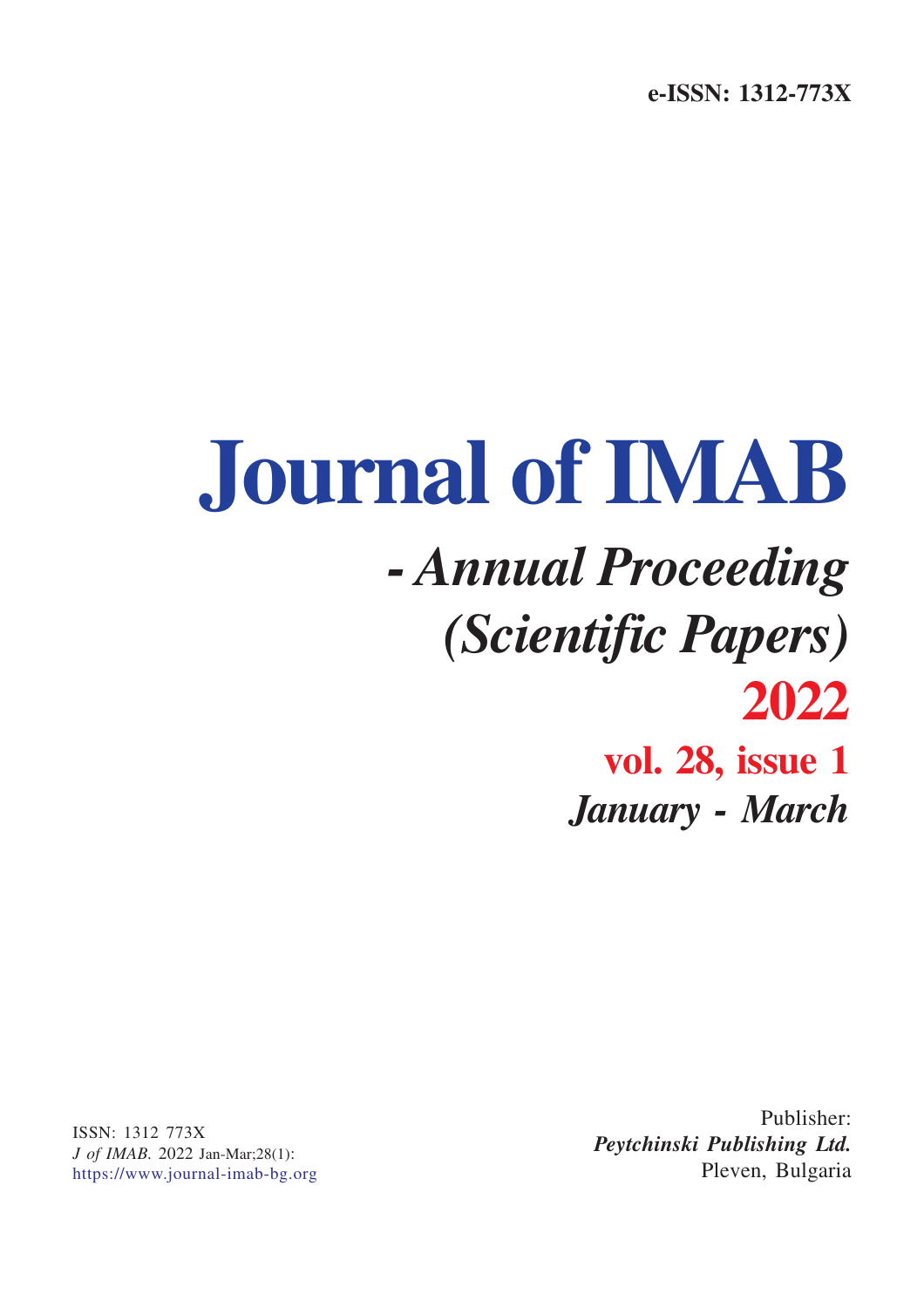**e-ISSN: 1312-773X**

# Journal of IMAB

## *- Annual Proceeding (Scientific Papers)*

## 2022

### vol. 28, issue 1

### *January - March*

ISSN: 1312 773X
*J of IMAB.* 2022 Jan-Mar;28(1):
https://www.journal-imab-bg.org

Publisher:
***Peytchinski Publishing Ltd.***
Pleven, Bulgaria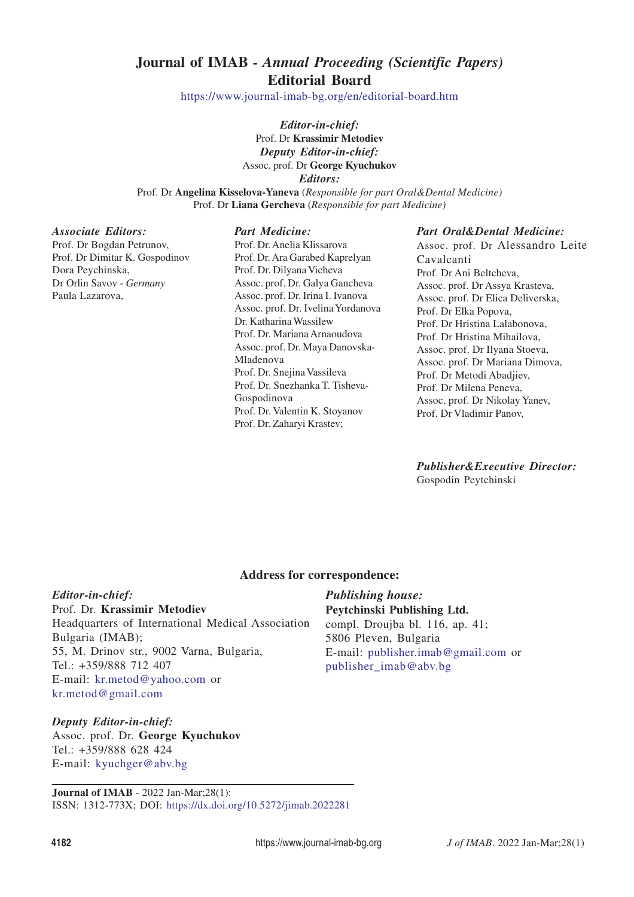# Journal of IMAB - *Annual Proceeding (Scientific Papers)*
## Editorial Board

https://www.journal-imab-bg.org/en/editorial-board.htm

***Editor-in-chief:***
Prof. Dr **Krassimir Metodiev**

***Deputy Editor-in-chief:***
Assoc. prof. Dr **George Kyuchukov**

***Editors:***
Prof. Dr **Angelina Kisselova-Yaneva** (*Responsible for part Oral&Dental Medicine*)
Prof. Dr **Liana Gercheva** (*Responsible for part Medicine*)

***Associate Editors:***
Prof. Dr Bogdan Petrunov,
Prof. Dr Dimitar K. Gospodinov
Dora Peychinska,
Dr Orlin Savov - *Germany*
Paula Lazarova,

***Part Medicine:***
Prof. Dr. Anelia Klissarova
Prof. Dr. Ara Garabed Kaprelyan
Prof. Dr. Dilyana Vicheva
Assoc. prof. Dr. Galya Gancheva
Assoc. prof. Dr. Irina I. Ivanova
Assoc. prof. Dr. Ivelina Yordanova
Dr. Katharina Wassilew
Prof. Dr. Mariana Arnaoudova
Assoc. prof. Dr. Maya Danovska-Mladenova
Prof. Dr. Snejina Vassileva
Prof. Dr. Snezhanka T. Tisheva-Gospodinova
Prof. Dr. Valentin K. Stoyanov
Prof. Dr. Zaharyi Krastev;

***Part Oral&Dental Medicine:***
Assoc. prof. Dr Alessandro Leite Cavalcanti
Prof. Dr Ani Beltcheva,
Assoc. prof. Dr Assya Krasteva,
Assoc. prof. Dr Elica Deliverska,
Prof. Dr Elka Popova,
Prof. Dr Hristina Lalabonova,
Prof. Dr Hristina Mihailova,
Assoc. prof. Dr Ilyana Stoeva,
Assoc. prof. Dr Mariana Dimova,
Prof. Dr Metodi Abadjiev,
Prof. Dr Milena Peneva,
Assoc. prof. Dr Nikolay Yanev,
Prof. Dr Vladimir Panov,

***Publisher&Executive Director:***
Gospodin Peytchinski

### Address for correspondence:

***Editor-in-chief:***
Prof. Dr. **Krassimir Metodiev**
Headquarters of International Medical Association Bulgaria (IMAB);
55, M. Drinov str., 9002 Varna, Bulgaria,
Tel.: +359/888 712 407
E-mail: kr.metod@yahoo.com or kr.metod@gmail.com

***Deputy Editor-in-chief:***
Assoc. prof. Dr. **George Kyuchukov**
Tel.: +359/888 628 424
E-mail: kyuchger@abv.bg

***Publishing house:***
**Peytchinski Publishing Ltd.**
compl. Droujba bl. 116, ap. 41;
5806 Pleven, Bulgaria
E-mail: publisher.imab@gmail.com or publisher_imab@abv.bg

**Journal of IMAB** - 2022 Jan-Mar;28(1):
ISSN: 1312-773X; DOI: https://dx.doi.org/10.5272/jimab.2022281